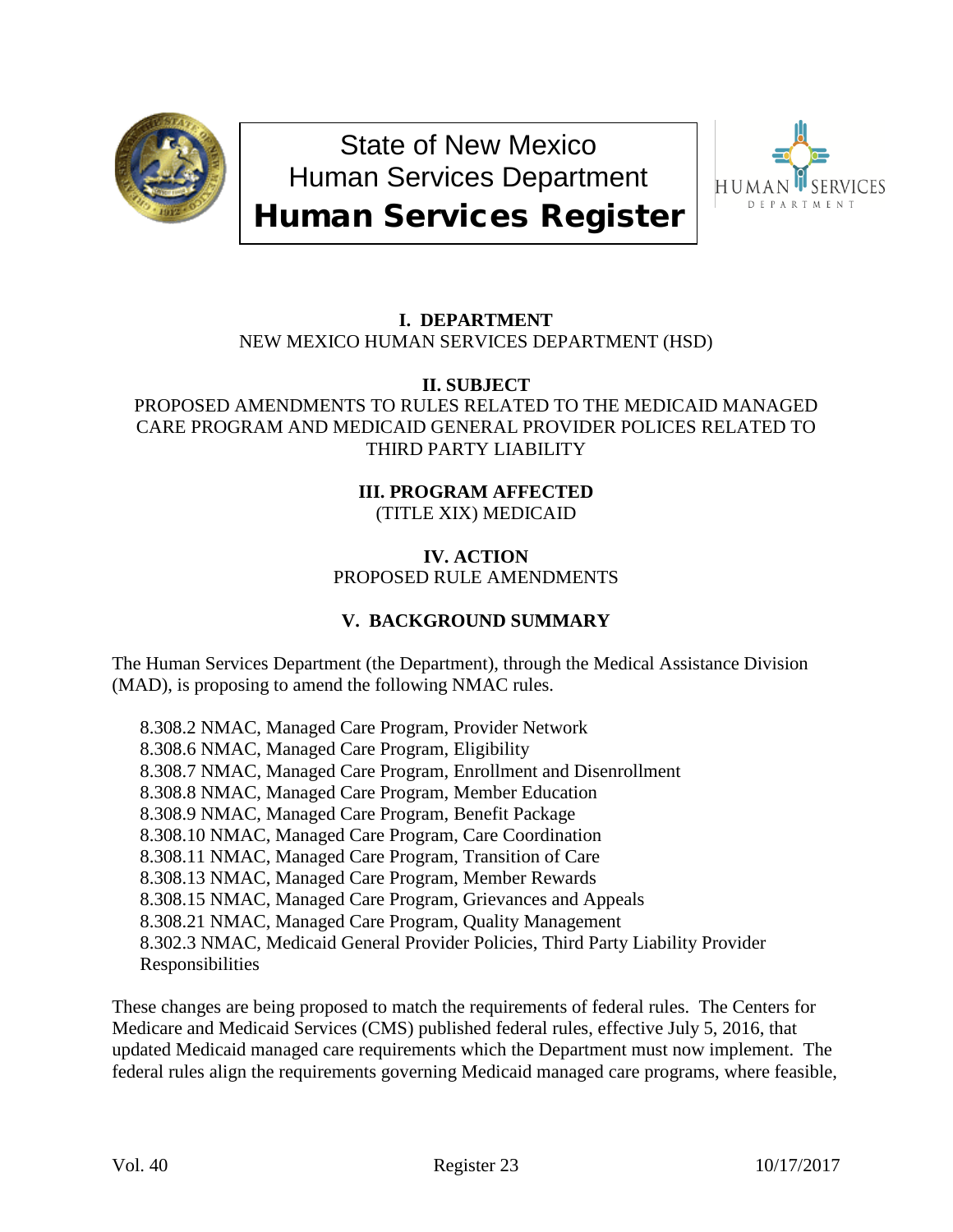# State of New Mexico
# Human Services Department
# Human Services Register

## I. DEPARTMENT

NEW MEXICO HUMAN SERVICES DEPARTMENT (HSD)

## II. SUBJECT

PROPOSED AMENDMENTS TO RULES RELATED TO THE MEDICAID MANAGED CARE PROGRAM AND MEDICAID GENERAL PROVIDER POLICES RELATED TO THIRD PARTY LIABILITY

## III. PROGRAM AFFECTED

(TITLE XIX) MEDICAID

## IV. ACTION

PROPOSED RULE AMENDMENTS

## V. BACKGROUND SUMMARY

The Human Services Department (the Department), through the Medical Assistance Division (MAD), is proposing to amend the following NMAC rules.

8.308.2 NMAC, Managed Care Program, Provider Network
8.308.6 NMAC, Managed Care Program, Eligibility
8.308.7 NMAC, Managed Care Program, Enrollment and Disenrollment
8.308.8 NMAC, Managed Care Program, Member Education
8.308.9 NMAC, Managed Care Program, Benefit Package
8.308.10 NMAC, Managed Care Program, Care Coordination
8.308.11 NMAC, Managed Care Program, Transition of Care
8.308.13 NMAC, Managed Care Program, Member Rewards
8.308.15 NMAC, Managed Care Program, Grievances and Appeals
8.308.21 NMAC, Managed Care Program, Quality Management
8.302.3 NMAC, Medicaid General Provider Policies, Third Party Liability Provider Responsibilities

These changes are being proposed to match the requirements of federal rules. The Centers for Medicare and Medicaid Services (CMS) published federal rules, effective July 5, 2016, that updated Medicaid managed care requirements which the Department must now implement. The federal rules align the requirements governing Medicaid managed care programs, where feasible,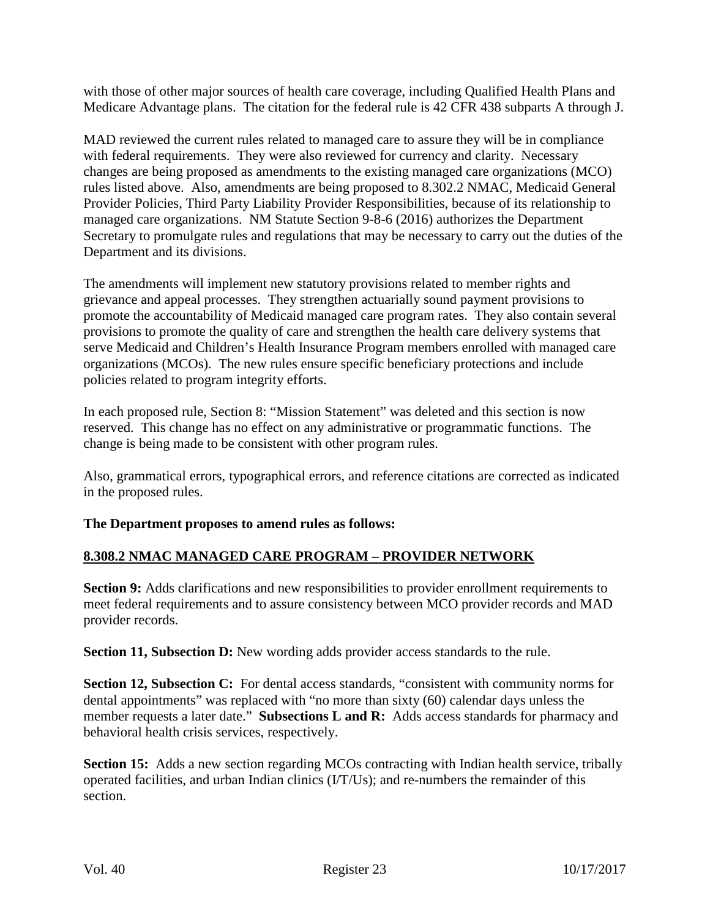with those of other major sources of health care coverage, including Qualified Health Plans and Medicare Advantage plans. The citation for the federal rule is 42 CFR 438 subparts A through J.

MAD reviewed the current rules related to managed care to assure they will be in compliance with federal requirements. They were also reviewed for currency and clarity. Necessary changes are being proposed as amendments to the existing managed care organizations (MCO) rules listed above. Also, amendments are being proposed to 8.302.2 NMAC, Medicaid General Provider Policies, Third Party Liability Provider Responsibilities, because of its relationship to managed care organizations. NM Statute Section 9-8-6 (2016) authorizes the Department Secretary to promulgate rules and regulations that may be necessary to carry out the duties of the Department and its divisions.

The amendments will implement new statutory provisions related to member rights and grievance and appeal processes. They strengthen actuarially sound payment provisions to promote the accountability of Medicaid managed care program rates. They also contain several provisions to promote the quality of care and strengthen the health care delivery systems that serve Medicaid and Children's Health Insurance Program members enrolled with managed care organizations (MCOs). The new rules ensure specific beneficiary protections and include policies related to program integrity efforts.

In each proposed rule, Section 8: "Mission Statement" was deleted and this section is now reserved. This change has no effect on any administrative or programmatic functions. The change is being made to be consistent with other program rules.

Also, grammatical errors, typographical errors, and reference citations are corrected as indicated in the proposed rules.

**The Department proposes to amend rules as follows:**

**8.308.2 NMAC MANAGED CARE PROGRAM – PROVIDER NETWORK**

**Section 9:** Adds clarifications and new responsibilities to provider enrollment requirements to meet federal requirements and to assure consistency between MCO provider records and MAD provider records.

**Section 11, Subsection D:** New wording adds provider access standards to the rule.

**Section 12, Subsection C:** For dental access standards, "consistent with community norms for dental appointments" was replaced with "no more than sixty (60) calendar days unless the member requests a later date." **Subsections L and R:** Adds access standards for pharmacy and behavioral health crisis services, respectively.

**Section 15:** Adds a new section regarding MCOs contracting with Indian health service, tribally operated facilities, and urban Indian clinics (I/T/Us); and re-numbers the remainder of this section.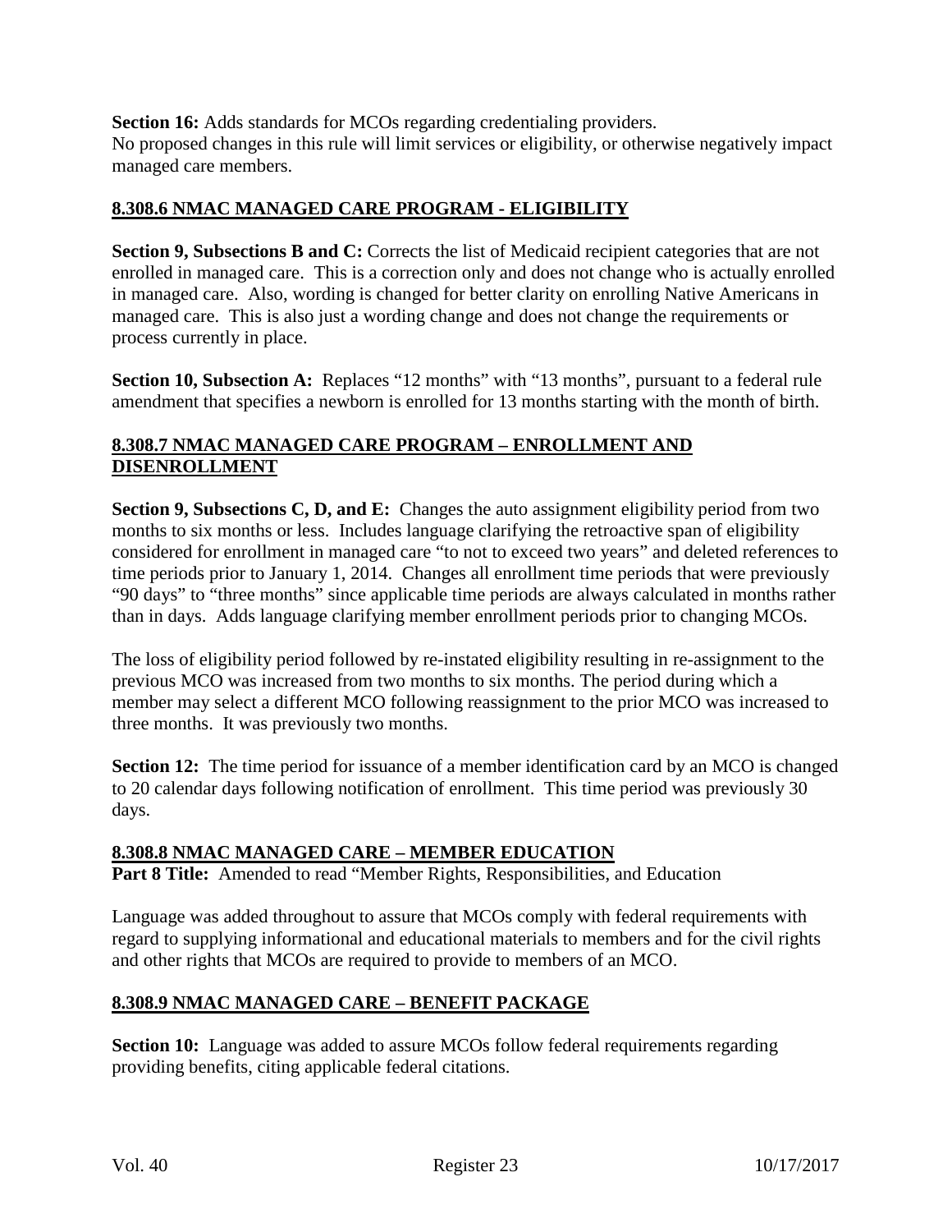**Section 16:** Adds standards for MCOs regarding credentialing providers.
No proposed changes in this rule will limit services or eligibility, or otherwise negatively impact managed care members.

## 8.308.6 NMAC MANAGED CARE PROGRAM - ELIGIBILITY

**Section 9, Subsections B and C:** Corrects the list of Medicaid recipient categories that are not enrolled in managed care. This is a correction only and does not change who is actually enrolled in managed care. Also, wording is changed for better clarity on enrolling Native Americans in managed care. This is also just a wording change and does not change the requirements or process currently in place.

**Section 10, Subsection A:** Replaces "12 months" with "13 months", pursuant to a federal rule amendment that specifies a newborn is enrolled for 13 months starting with the month of birth.

## 8.308.7 NMAC MANAGED CARE PROGRAM – ENROLLMENT AND DISENROLLMENT

**Section 9, Subsections C, D, and E:** Changes the auto assignment eligibility period from two months to six months or less. Includes language clarifying the retroactive span of eligibility considered for enrollment in managed care "to not to exceed two years" and deleted references to time periods prior to January 1, 2014. Changes all enrollment time periods that were previously "90 days" to "three months" since applicable time periods are always calculated in months rather than in days. Adds language clarifying member enrollment periods prior to changing MCOs.

The loss of eligibility period followed by re-instated eligibility resulting in re-assignment to the previous MCO was increased from two months to six months. The period during which a member may select a different MCO following reassignment to the prior MCO was increased to three months. It was previously two months.

**Section 12:** The time period for issuance of a member identification card by an MCO is changed to 20 calendar days following notification of enrollment. This time period was previously 30 days.

## 8.308.8 NMAC MANAGED CARE – MEMBER EDUCATION

**Part 8 Title:** Amended to read "Member Rights, Responsibilities, and Education

Language was added throughout to assure that MCOs comply with federal requirements with regard to supplying informational and educational materials to members and for the civil rights and other rights that MCOs are required to provide to members of an MCO.

## 8.308.9 NMAC MANAGED CARE – BENEFIT PACKAGE

**Section 10:** Language was added to assure MCOs follow federal requirements regarding providing benefits, citing applicable federal citations.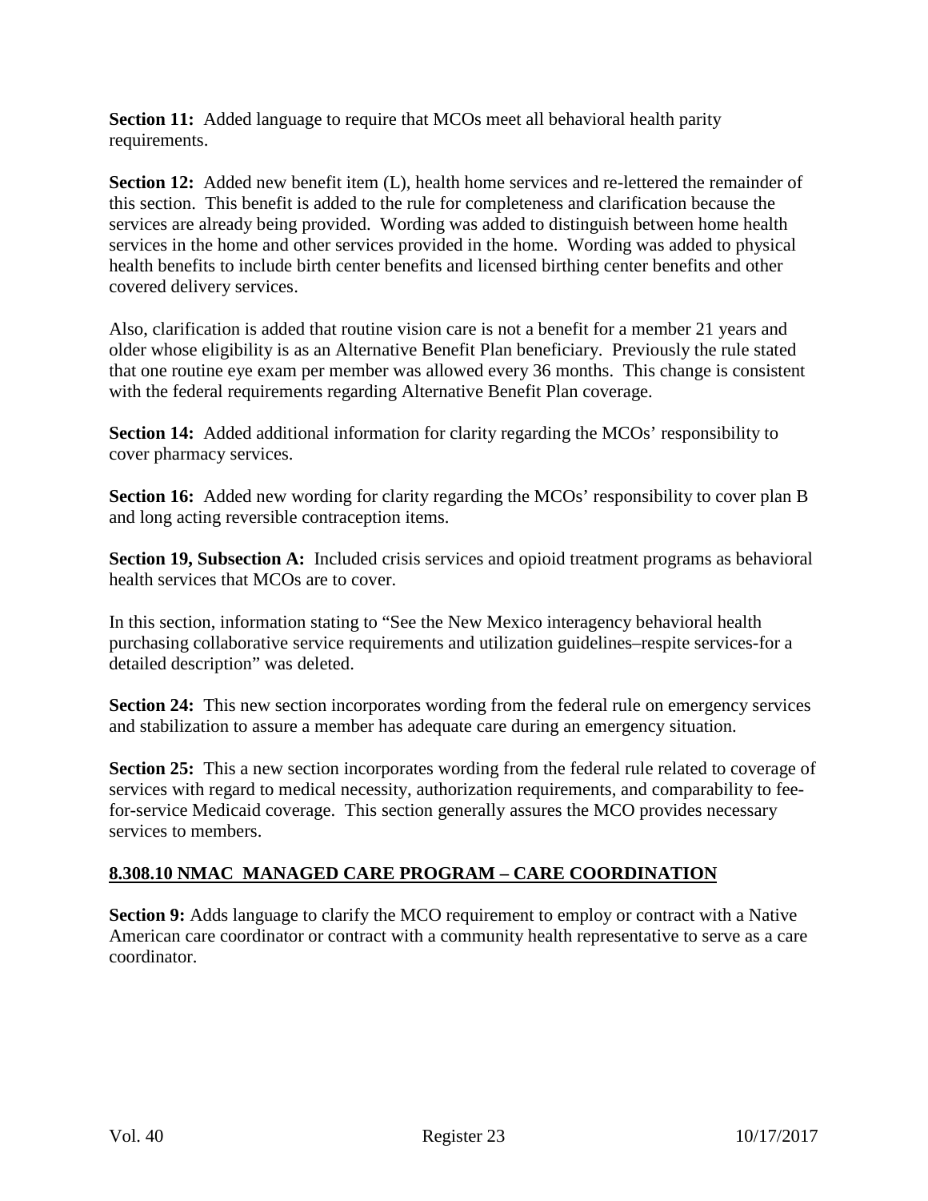**Section 11:** Added language to require that MCOs meet all behavioral health parity requirements.

**Section 12:** Added new benefit item (L), health home services and re-lettered the remainder of this section. This benefit is added to the rule for completeness and clarification because the services are already being provided. Wording was added to distinguish between home health services in the home and other services provided in the home. Wording was added to physical health benefits to include birth center benefits and licensed birthing center benefits and other covered delivery services.

Also, clarification is added that routine vision care is not a benefit for a member 21 years and older whose eligibility is as an Alternative Benefit Plan beneficiary. Previously the rule stated that one routine eye exam per member was allowed every 36 months. This change is consistent with the federal requirements regarding Alternative Benefit Plan coverage.

**Section 14:** Added additional information for clarity regarding the MCOs' responsibility to cover pharmacy services.

**Section 16:** Added new wording for clarity regarding the MCOs' responsibility to cover plan B and long acting reversible contraception items.

**Section 19, Subsection A:** Included crisis services and opioid treatment programs as behavioral health services that MCOs are to cover.

In this section, information stating to "See the New Mexico interagency behavioral health purchasing collaborative service requirements and utilization guidelines–respite services-for a detailed description" was deleted.

**Section 24:** This new section incorporates wording from the federal rule on emergency services and stabilization to assure a member has adequate care during an emergency situation.

**Section 25:** This a new section incorporates wording from the federal rule related to coverage of services with regard to medical necessity, authorization requirements, and comparability to fee-for-service Medicaid coverage. This section generally assures the MCO provides necessary services to members.

## 8.308.10 NMAC MANAGED CARE PROGRAM – CARE COORDINATION

**Section 9:** Adds language to clarify the MCO requirement to employ or contract with a Native American care coordinator or contract with a community health representative to serve as a care coordinator.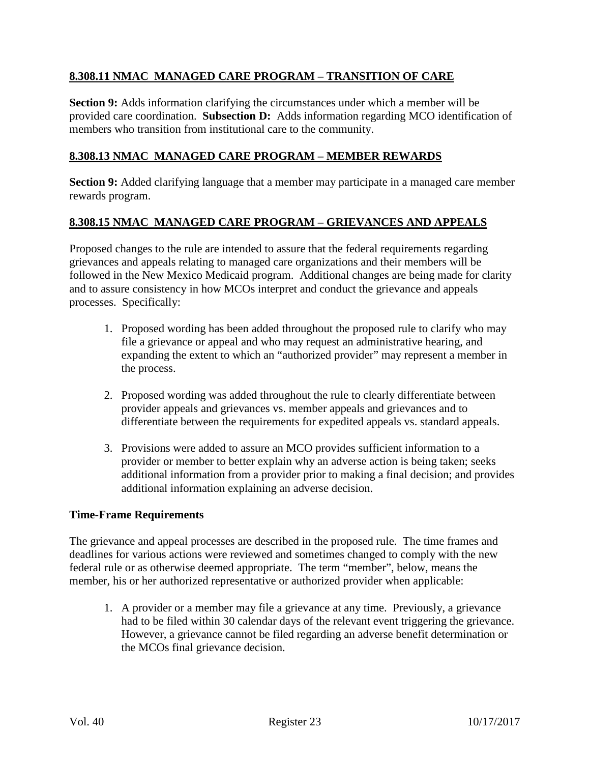**8.308.11 NMAC MANAGED CARE PROGRAM – TRANSITION OF CARE**

**Section 9:** Adds information clarifying the circumstances under which a member will be provided care coordination. **Subsection D:** Adds information regarding MCO identification of members who transition from institutional care to the community.

**8.308.13 NMAC MANAGED CARE PROGRAM – MEMBER REWARDS**

**Section 9:** Added clarifying language that a member may participate in a managed care member rewards program.

**8.308.15 NMAC MANAGED CARE PROGRAM – GRIEVANCES AND APPEALS**

Proposed changes to the rule are intended to assure that the federal requirements regarding grievances and appeals relating to managed care organizations and their members will be followed in the New Mexico Medicaid program. Additional changes are being made for clarity and to assure consistency in how MCOs interpret and conduct the grievance and appeals processes. Specifically:

1. Proposed wording has been added throughout the proposed rule to clarify who may file a grievance or appeal and who may request an administrative hearing, and expanding the extent to which an "authorized provider" may represent a member in the process.

2. Proposed wording was added throughout the rule to clearly differentiate between provider appeals and grievances vs. member appeals and grievances and to differentiate between the requirements for expedited appeals vs. standard appeals.

3. Provisions were added to assure an MCO provides sufficient information to a provider or member to better explain why an adverse action is being taken; seeks additional information from a provider prior to making a final decision; and provides additional information explaining an adverse decision.

**Time-Frame Requirements**

The grievance and appeal processes are described in the proposed rule. The time frames and deadlines for various actions were reviewed and sometimes changed to comply with the new federal rule or as otherwise deemed appropriate. The term "member", below, means the member, his or her authorized representative or authorized provider when applicable:

1. A provider or a member may file a grievance at any time. Previously, a grievance had to be filed within 30 calendar days of the relevant event triggering the grievance. However, a grievance cannot be filed regarding an adverse benefit determination or the MCOs final grievance decision.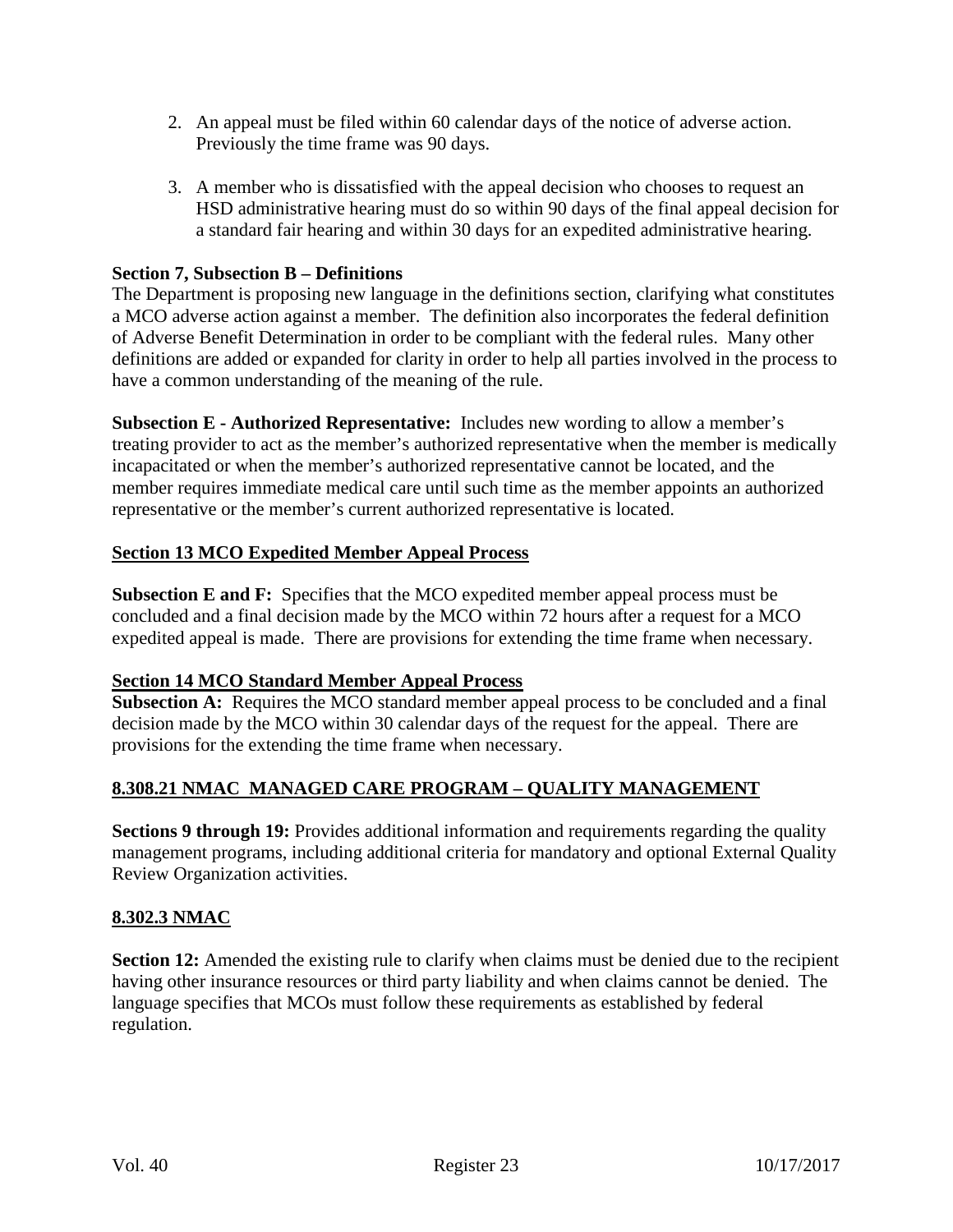2. An appeal must be filed within 60 calendar days of the notice of adverse action. Previously the time frame was 90 days.

3. A member who is dissatisfied with the appeal decision who chooses to request an HSD administrative hearing must do so within 90 days of the final appeal decision for a standard fair hearing and within 30 days for an expedited administrative hearing.

**Section 7, Subsection B – Definitions**
The Department is proposing new language in the definitions section, clarifying what constitutes a MCO adverse action against a member. The definition also incorporates the federal definition of Adverse Benefit Determination in order to be compliant with the federal rules. Many other definitions are added or expanded for clarity in order to help all parties involved in the process to have a common understanding of the meaning of the rule.

**Subsection E - Authorized Representative:** Includes new wording to allow a member's treating provider to act as the member's authorized representative when the member is medically incapacitated or when the member's authorized representative cannot be located, and the member requires immediate medical care until such time as the member appoints an authorized representative or the member's current authorized representative is located.

**Section 13 MCO Expedited Member Appeal Process**

**Subsection E and F:** Specifies that the MCO expedited member appeal process must be concluded and a final decision made by the MCO within 72 hours after a request for a MCO expedited appeal is made. There are provisions for extending the time frame when necessary.

**Section 14 MCO Standard Member Appeal Process**
**Subsection A:** Requires the MCO standard member appeal process to be concluded and a final decision made by the MCO within 30 calendar days of the request for the appeal. There are provisions for the extending the time frame when necessary.

**8.308.21 NMAC MANAGED CARE PROGRAM – QUALITY MANAGEMENT**

**Sections 9 through 19:** Provides additional information and requirements regarding the quality management programs, including additional criteria for mandatory and optional External Quality Review Organization activities.

**8.302.3 NMAC**

**Section 12:** Amended the existing rule to clarify when claims must be denied due to the recipient having other insurance resources or third party liability and when claims cannot be denied. The language specifies that MCOs must follow these requirements as established by federal regulation.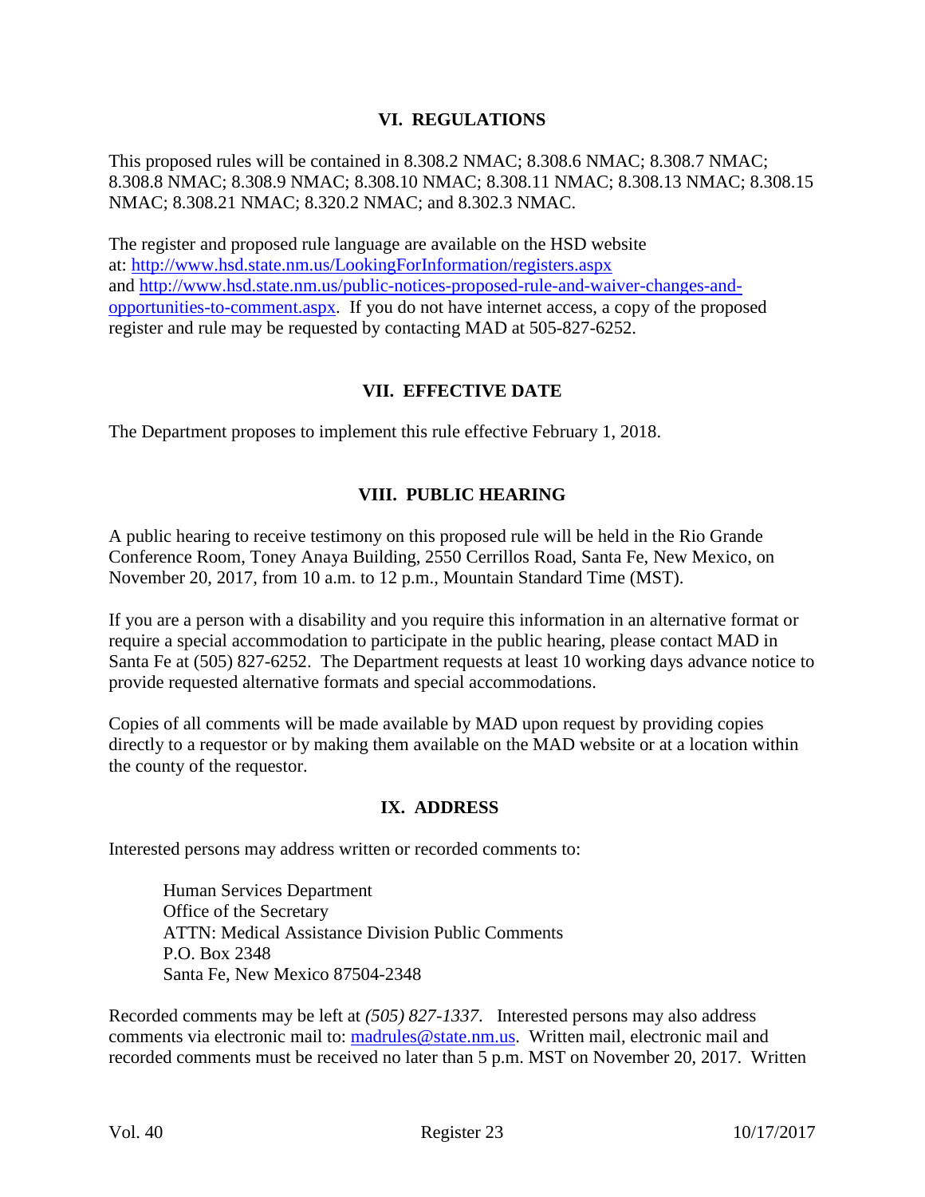## VI. REGULATIONS

This proposed rules will be contained in 8.308.2 NMAC; 8.308.6 NMAC; 8.308.7 NMAC; 8.308.8 NMAC; 8.308.9 NMAC; 8.308.10 NMAC; 8.308.11 NMAC; 8.308.13 NMAC; 8.308.15 NMAC; 8.308.21 NMAC; 8.320.2 NMAC; and 8.302.3 NMAC.

The register and proposed rule language are available on the HSD website at: [http://www.hsd.state.nm.us/LookingForInformation/registers.aspx](http://www.hsd.state.nm.us/LookingForInformation/registers.aspx) and [http://www.hsd.state.nm.us/public-notices-proposed-rule-and-waiver-changes-and-opportunities-to-comment.aspx](http://www.hsd.state.nm.us/public-notices-proposed-rule-and-waiver-changes-and-opportunities-to-comment.aspx). If you do not have internet access, a copy of the proposed register and rule may be requested by contacting MAD at 505-827-6252.

## VII. EFFECTIVE DATE

The Department proposes to implement this rule effective February 1, 2018.

## VIII. PUBLIC HEARING

A public hearing to receive testimony on this proposed rule will be held in the Rio Grande Conference Room, Toney Anaya Building, 2550 Cerrillos Road, Santa Fe, New Mexico, on November 20, 2017, from 10 a.m. to 12 p.m., Mountain Standard Time (MST).

If you are a person with a disability and you require this information in an alternative format or require a special accommodation to participate in the public hearing, please contact MAD in Santa Fe at (505) 827-6252. The Department requests at least 10 working days advance notice to provide requested alternative formats and special accommodations.

Copies of all comments will be made available by MAD upon request by providing copies directly to a requestor or by making them available on the MAD website or at a location within the county of the requestor.

## IX. ADDRESS

Interested persons may address written or recorded comments to:

Human Services Department
Office of the Secretary
ATTN: Medical Assistance Division Public Comments
P.O. Box 2348
Santa Fe, New Mexico 87504-2348

Recorded comments may be left at *(505) 827-1337*. Interested persons may also address comments via electronic mail to: [madrules@state.nm.us](mailto:madrules@state.nm.us). Written mail, electronic mail and recorded comments must be received no later than 5 p.m. MST on November 20, 2017. Written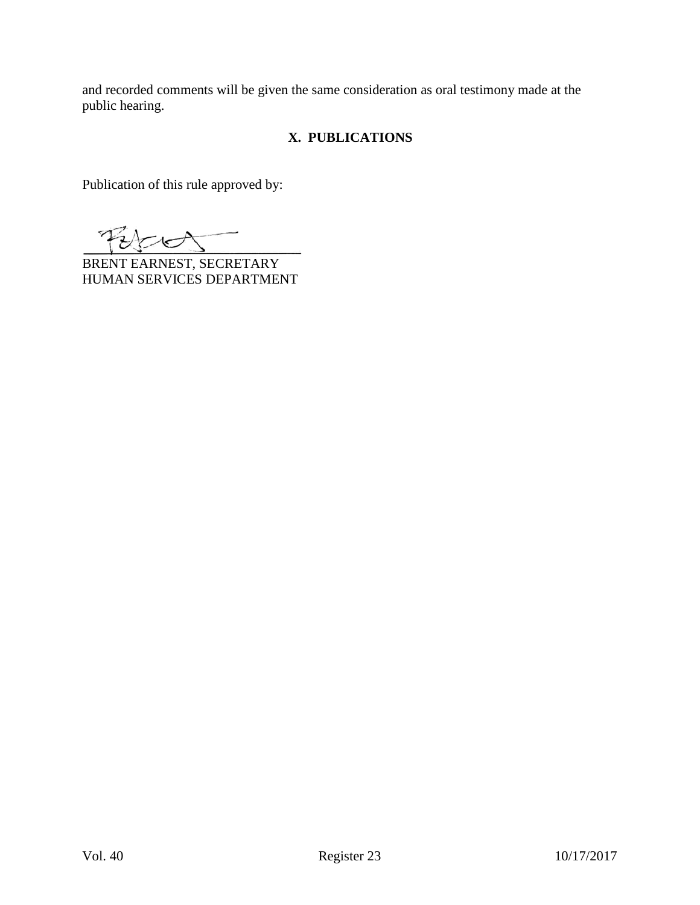and recorded comments will be given the same consideration as oral testimony made at the public hearing.

## X. PUBLICATIONS

Publication of this rule approved by:

BRENT EARNEST, SECRETARY
HUMAN SERVICES DEPARTMENT